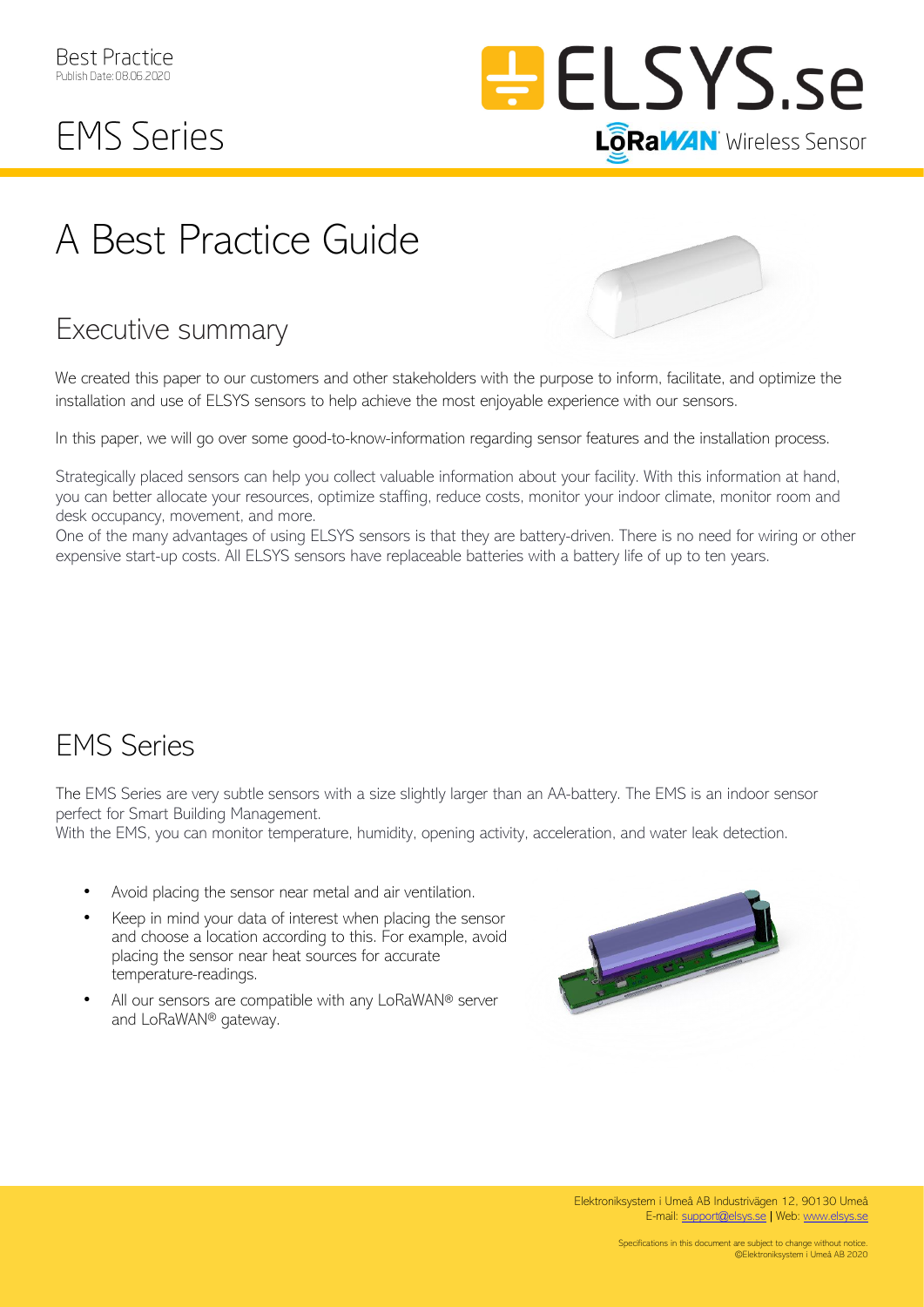Best Practice
Publish Date: 08.06.2020

# EMS Series

ELSYS.se
LoRaWAN Wireless Sensor

# A Best Practice Guide

## Executive summary

We created this paper to our customers and other stakeholders with the purpose to inform, facilitate, and optimize the installation and use of ELSYS sensors to help achieve the most enjoyable experience with our sensors.

In this paper, we will go over some good-to-know-information regarding sensor features and the installation process.

Strategically placed sensors can help you collect valuable information about your facility. With this information at hand, you can better allocate your resources, optimize staffing, reduce costs, monitor your indoor climate, monitor room and desk occupancy, movement, and more.
One of the many advantages of using ELSYS sensors is that they are battery-driven. There is no need for wiring or other expensive start-up costs. All ELSYS sensors have replaceable batteries with a battery life of up to ten years.

## EMS Series

The EMS Series are very subtle sensors with a size slightly larger than an AA-battery. The EMS is an indoor sensor perfect for Smart Building Management.
With the EMS, you can monitor temperature, humidity, opening activity, acceleration, and water leak detection.

- Avoid placing the sensor near metal and air ventilation.
- Keep in mind your data of interest when placing the sensor and choose a location according to this. For example, avoid placing the sensor near heat sources for accurate temperature-readings.
- All our sensors are compatible with any LoRaWAN® server and LoRaWAN® gateway.

Elektroniksystem i Umeå AB Industrivägen 12, 90130 Umeå
E-mail: support@elsys.se | Web: www.elsys.se

Specifications in this document are subject to change without notice.
©Elektroniksystem i Umeå AB 2020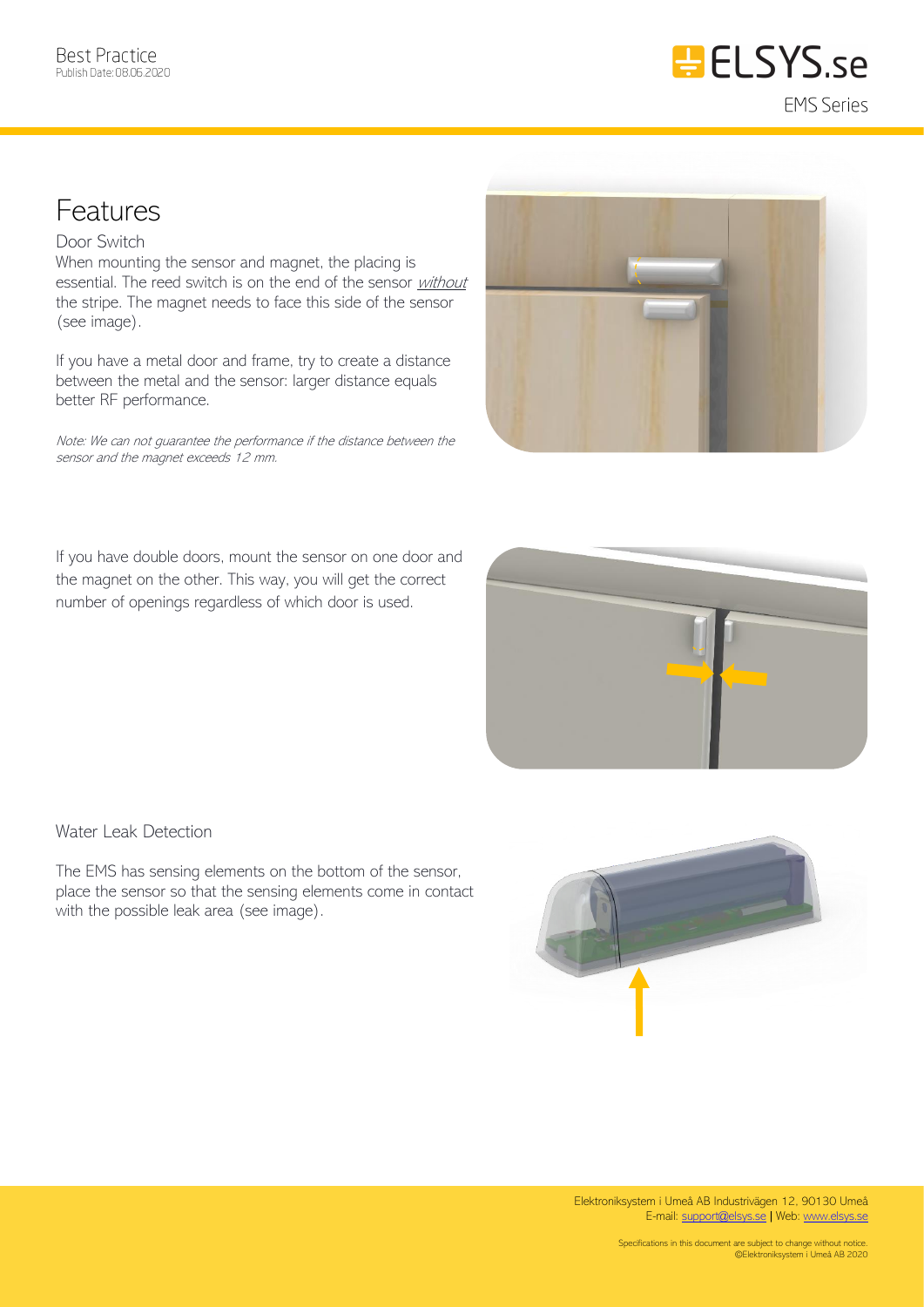# Features

## Door Switch

When mounting the sensor and magnet, the placing is essential. The reed switch is on the end of the sensor _without_ the stripe. The magnet needs to face this side of the sensor (see image).

If you have a metal door and frame, try to create a distance between the metal and the sensor: larger distance equals better RF performance.

*Note: We can not guarantee the performance if the distance between the sensor and the magnet exceeds 12 mm.*

If you have double doors, mount the sensor on one door and the magnet on the other. This way, you will get the correct number of openings regardless of which door is used.

## Water Leak Detection

The EMS has sensing elements on the bottom of the sensor, place the sensor so that the sensing elements come in contact with the possible leak area (see image).